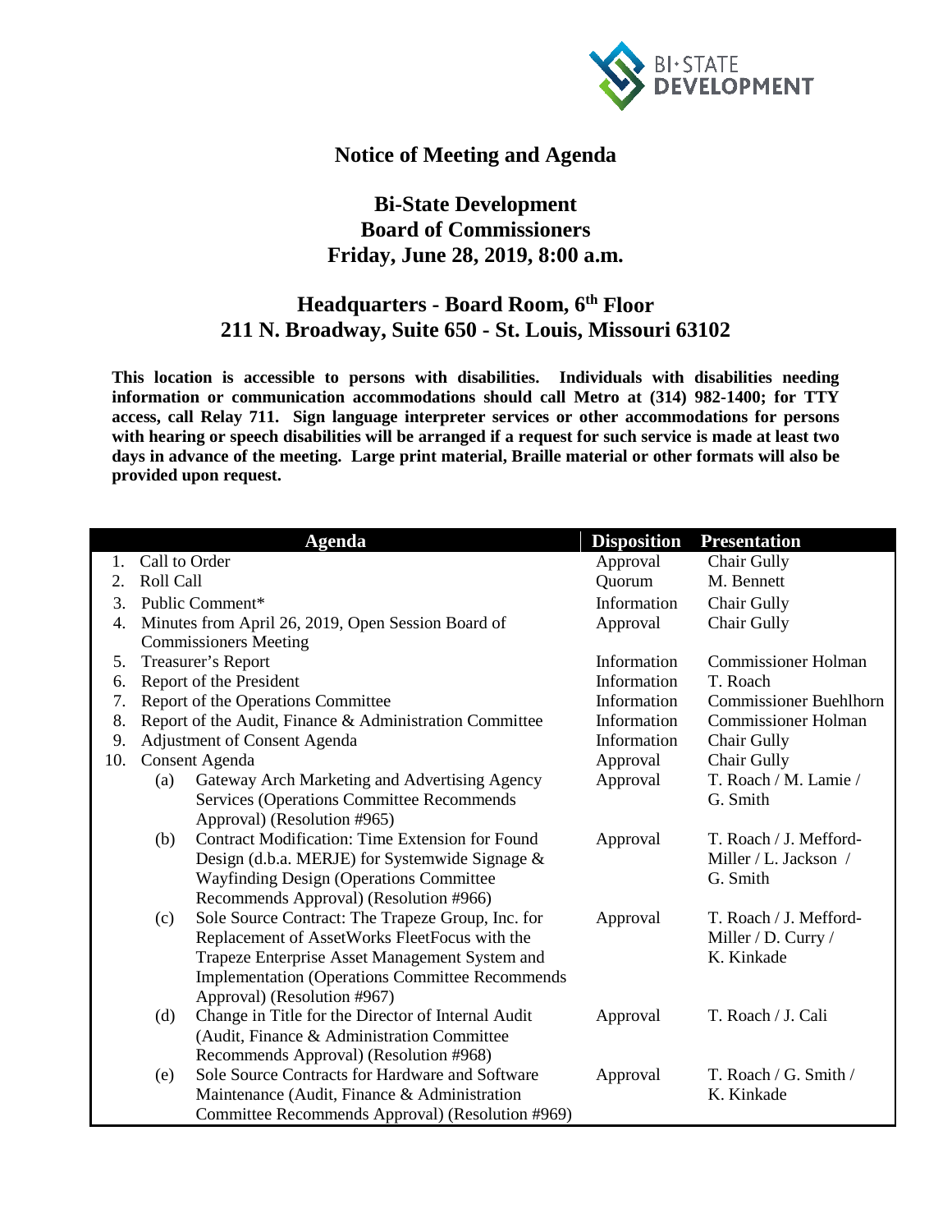# Notice of Meeting and Agenda

## Bi-State Development Board of Commissioners Friday, June 28, 2019, 8:00 a.m.

## Headquarters - Board Room, 6th Floor 211 N. Broadway, Suite 650 - St. Louis, Missouri 63102

**This location is accessible to persons with disabilities. Individuals with disabilities needing information or communication accommodations should call Metro at (314) 982-1400; for TTY access, call Relay 711. Sign language interpreter services or other accommodations for persons with hearing or speech disabilities will be arranged if a request for such service is made at least two days in advance of the meeting. Large print material, Braille material or other formats will also be provided upon request.**

| Agenda | Disposition | Presentation |
|---|---|---|
| 1. Call to Order | Approval | Chair Gully |
| 2. Roll Call | Quorum | M. Bennett |
| 3. Public Comment* | Information | Chair Gully |
| 4. Minutes from April 26, 2019, Open Session Board of Commissioners Meeting | Approval | Chair Gully |
| 5. Treasurer's Report | Information | Commissioner Holman |
| 6. Report of the President | Information | T. Roach |
| 7. Report of the Operations Committee | Information | Commissioner Buehlhorn |
| 8. Report of the Audit, Finance & Administration Committee | Information | Commissioner Holman |
| 9. Adjustment of Consent Agenda | Information | Chair Gully |
| 10. Consent Agenda | Approval | Chair Gully |
| (a) Gateway Arch Marketing and Advertising Agency Services (Operations Committee Recommends Approval) (Resolution #965) | Approval | T. Roach / M. Lamie / G. Smith |
| (b) Contract Modification: Time Extension for Found Design (d.b.a. MERJE) for Systemwide Signage & Wayfinding Design (Operations Committee Recommends Approval) (Resolution #966) | Approval | T. Roach / J. Mefford-Miller / L. Jackson / G. Smith |
| (c) Sole Source Contract: The Trapeze Group, Inc. for Replacement of AssetWorks FleetFocus with the Trapeze Enterprise Asset Management System and Implementation (Operations Committee Recommends Approval) (Resolution #967) | Approval | T. Roach / J. Mefford-Miller / D. Curry / K. Kinkade |
| (d) Change in Title for the Director of Internal Audit (Audit, Finance & Administration Committee Recommends Approval) (Resolution #968) | Approval | T. Roach / J. Cali |
| (e) Sole Source Contracts for Hardware and Software Maintenance (Audit, Finance & Administration Committee Recommends Approval) (Resolution #969) | Approval | T. Roach / G. Smith / K. Kinkade |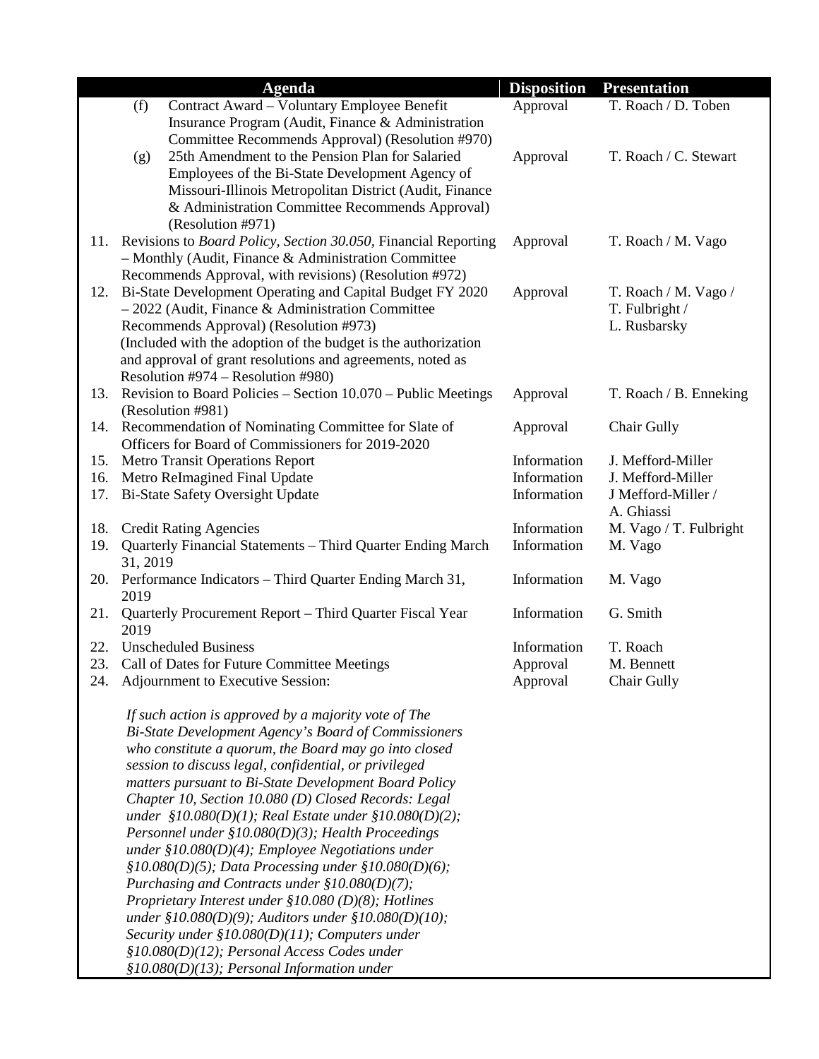| | Agenda | Disposition | Presentation |
|---|---|---|---|
| | (f) Contract Award – Voluntary Employee Benefit Insurance Program (Audit, Finance & Administration Committee Recommends Approval) (Resolution #970) | Approval | T. Roach / D. Toben |
| | (g) 25th Amendment to the Pension Plan for Salaried Employees of the Bi-State Development Agency of Missouri-Illinois Metropolitan District (Audit, Finance & Administration Committee Recommends Approval) (Resolution #971) | Approval | T. Roach / C. Stewart |
| 11. | Revisions to *Board Policy, Section 30.050,* Financial Reporting – Monthly (Audit, Finance & Administration Committee Recommends Approval, with revisions) (Resolution #972) | Approval | T. Roach / M. Vago |
| 12. | Bi-State Development Operating and Capital Budget FY 2020 – 2022 (Audit, Finance & Administration Committee Recommends Approval) (Resolution #973) (Included with the adoption of the budget is the authorization and approval of grant resolutions and agreements, noted as Resolution #974 – Resolution #980) | Approval | T. Roach / M. Vago / T. Fulbright / L. Rusbarsky |
| 13. | Revision to Board Policies – Section 10.070 – Public Meetings (Resolution #981) | Approval | T. Roach / B. Enneking |
| 14. | Recommendation of Nominating Committee for Slate of Officers for Board of Commissioners for 2019-2020 | Approval | Chair Gully |
| 15. | Metro Transit Operations Report | Information | J. Mefford-Miller |
| 16. | Metro ReImagined Final Update | Information | J. Mefford-Miller |
| 17. | Bi-State Safety Oversight Update | Information | J Mefford-Miller / A. Ghiassi |
| 18. | Credit Rating Agencies | Information | M. Vago / T. Fulbright |
| 19. | Quarterly Financial Statements – Third Quarter Ending March 31, 2019 | Information | M. Vago |
| 20. | Performance Indicators – Third Quarter Ending March 31, 2019 | Information | M. Vago |
| 21. | Quarterly Procurement Report – Third Quarter Fiscal Year 2019 | Information | G. Smith |
| 22. | Unscheduled Business | Information | T. Roach |
| 23. | Call of Dates for Future Committee Meetings | Approval | M. Bennett |
| 24. | Adjournment to Executive Session: | Approval | Chair Gully |
| | *If such action is approved by a majority vote of The Bi-State Development Agency's Board of Commissioners who constitute a quorum, the Board may go into closed session to discuss legal, confidential, or privileged matters pursuant to Bi-State Development Board Policy Chapter 10, Section 10.080 (D) Closed Records: Legal under §10.080(D)(1); Real Estate under §10.080(D)(2); Personnel under §10.080(D)(3); Health Proceedings under §10.080(D)(4); Employee Negotiations under §10.080(D)(5); Data Processing under §10.080(D)(6); Purchasing and Contracts under §10.080(D)(7); Proprietary Interest under §10.080 (D)(8); Hotlines under §10.080(D)(9); Auditors under §10.080(D)(10); Security under §10.080(D)(11); Computers under §10.080(D)(12); Personal Access Codes under §10.080(D)(13); Personal Information under* | | |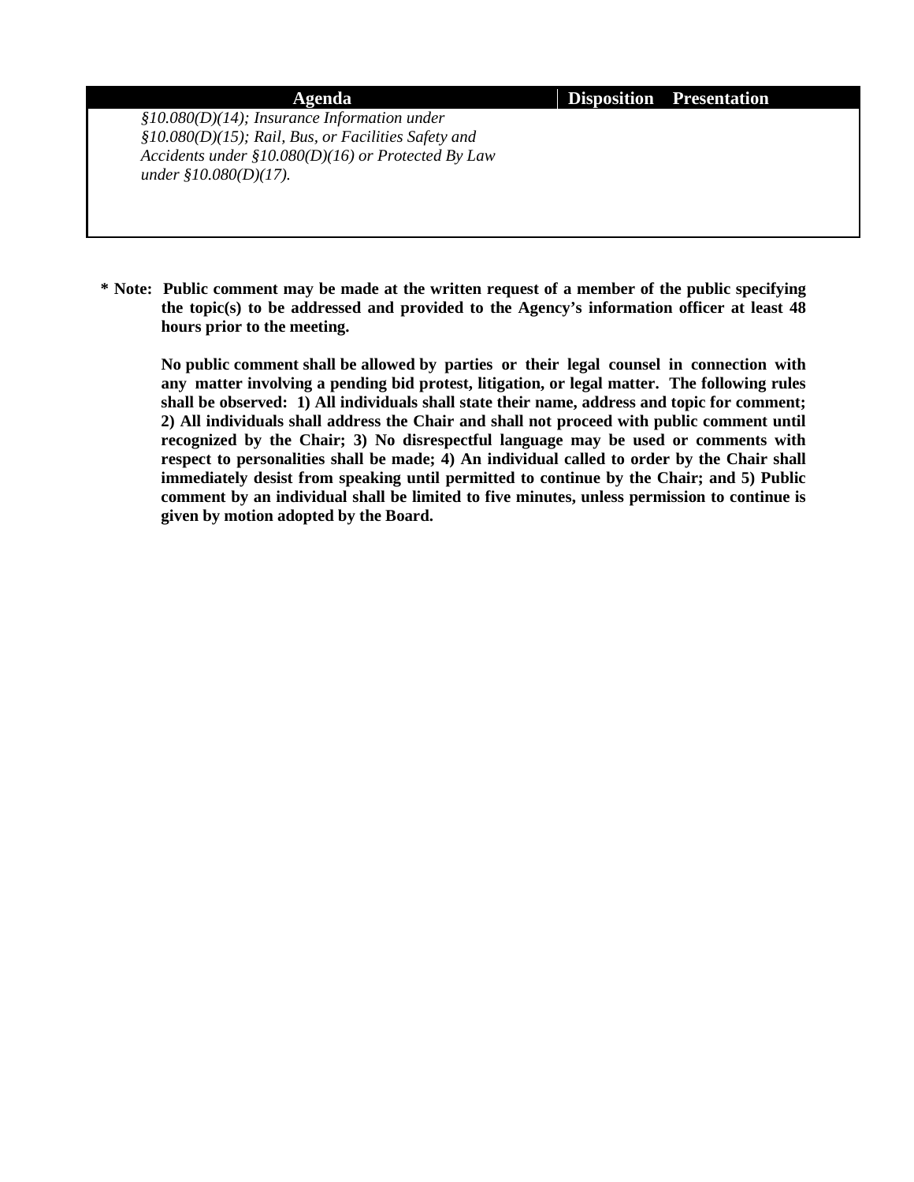| Agenda | Disposition | Presentation |
| --- | --- | --- |
| *§10.080(D)(14); Insurance Information under §10.080(D)(15); Rail, Bus, or Facilities Safety and Accidents under §10.080(D)(16) or Protected By Law under §10.080(D)(17).* | | |

**\* Note: Public comment may be made at the written request of a member of the public specifying the topic(s) to be addressed and provided to the Agency's information officer at least 48 hours prior to the meeting.**

**No public comment shall be allowed by parties or their legal counsel in connection with any matter involving a pending bid protest, litigation, or legal matter. The following rules shall be observed: 1) All individuals shall state their name, address and topic for comment; 2) All individuals shall address the Chair and shall not proceed with public comment until recognized by the Chair; 3) No disrespectful language may be used or comments with respect to personalities shall be made; 4) An individual called to order by the Chair shall immediately desist from speaking until permitted to continue by the Chair; and 5) Public comment by an individual shall be limited to five minutes, unless permission to continue is given by motion adopted by the Board.**